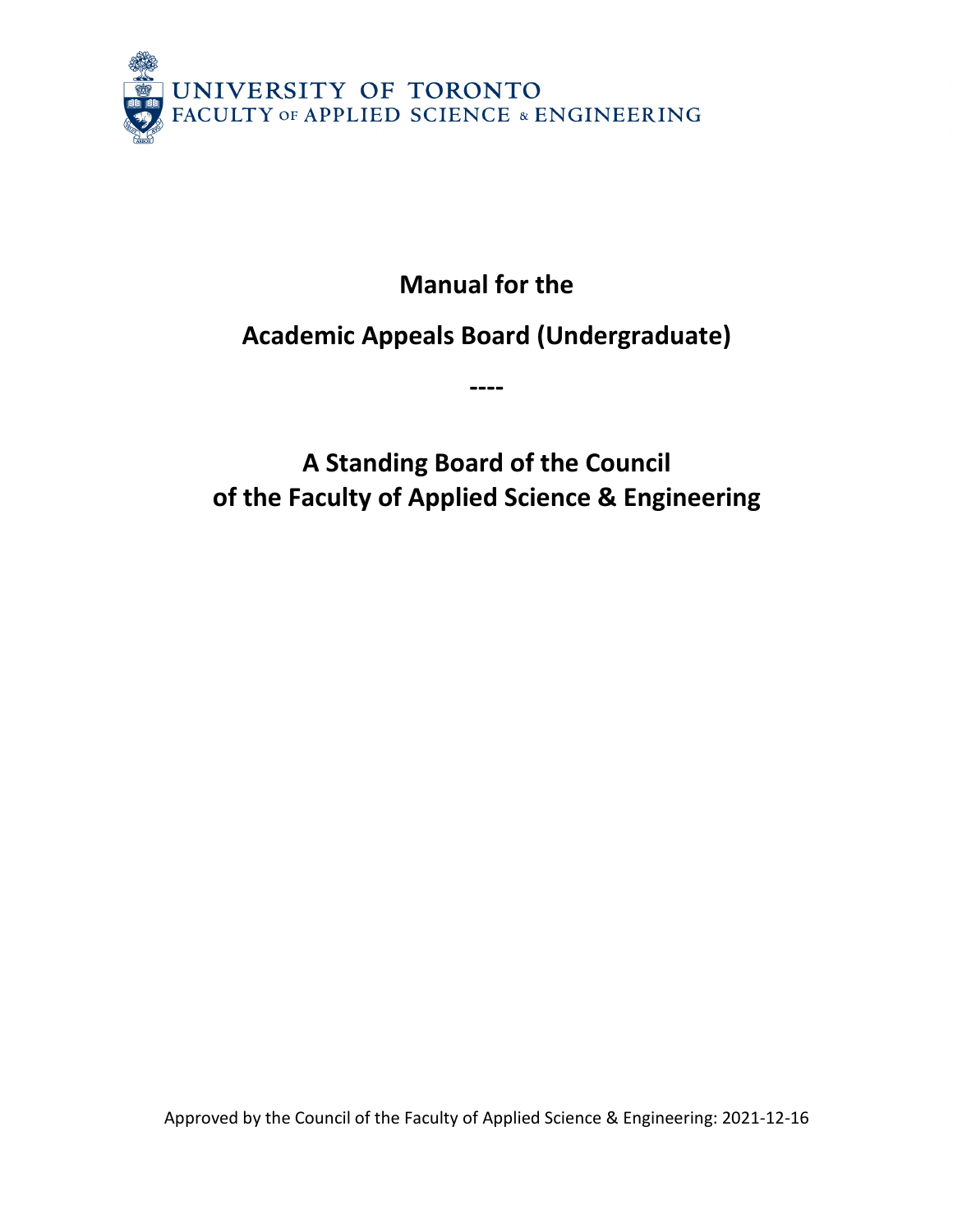UNIVERSITY OF TORONTO
FACULTY OF APPLIED SCIENCE & ENGINEERING

# Manual for the

# Academic Appeals Board (Undergraduate)

----

## A Standing Board of the Council of the Faculty of Applied Science & Engineering

Approved by the Council of the Faculty of Applied Science & Engineering: 2021-12-16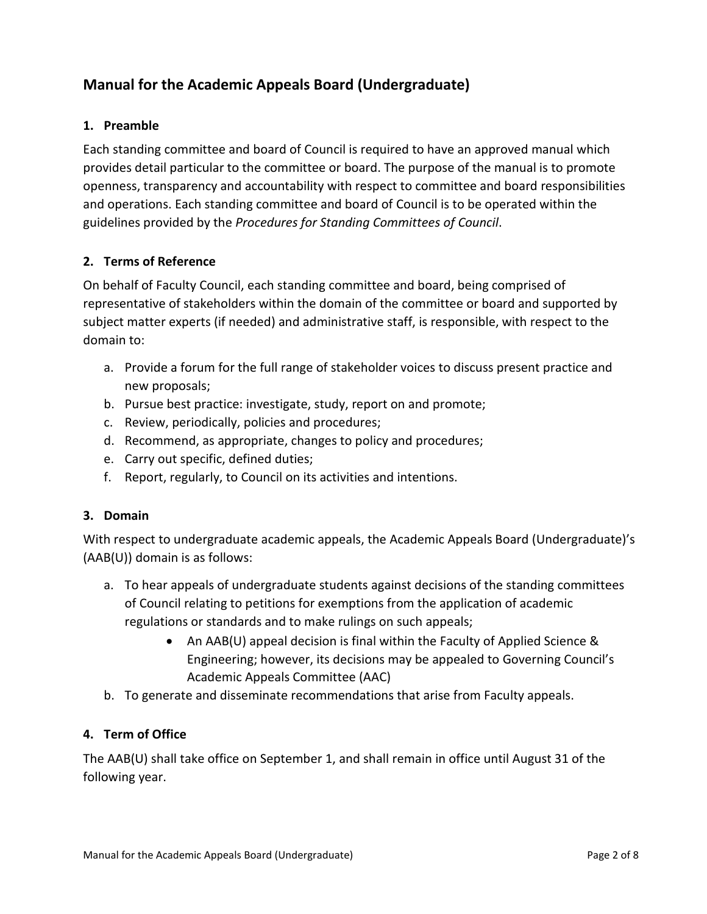## Manual for the Academic Appeals Board (Undergraduate)

### 1. Preamble

Each standing committee and board of Council is required to have an approved manual which provides detail particular to the committee or board. The purpose of the manual is to promote openness, transparency and accountability with respect to committee and board responsibilities and operations. Each standing committee and board of Council is to be operated within the guidelines provided by the *Procedures for Standing Committees of Council*.

### 2. Terms of Reference

On behalf of Faculty Council, each standing committee and board, being comprised of representative of stakeholders within the domain of the committee or board and supported by subject matter experts (if needed) and administrative staff, is responsible, with respect to the domain to:

a. Provide a forum for the full range of stakeholder voices to discuss present practice and new proposals;
b. Pursue best practice: investigate, study, report on and promote;
c. Review, periodically, policies and procedures;
d. Recommend, as appropriate, changes to policy and procedures;
e. Carry out specific, defined duties;
f. Report, regularly, to Council on its activities and intentions.

### 3. Domain

With respect to undergraduate academic appeals, the Academic Appeals Board (Undergraduate)'s (AAB(U)) domain is as follows:

a. To hear appeals of undergraduate students against decisions of the standing committees of Council relating to petitions for exemptions from the application of academic regulations or standards and to make rulings on such appeals;
    - An AAB(U) appeal decision is final within the Faculty of Applied Science & Engineering; however, its decisions may be appealed to Governing Council's Academic Appeals Committee (AAC)

b. To generate and disseminate recommendations that arise from Faculty appeals.

### 4. Term of Office

The AAB(U) shall take office on September 1, and shall remain in office until August 31 of the following year.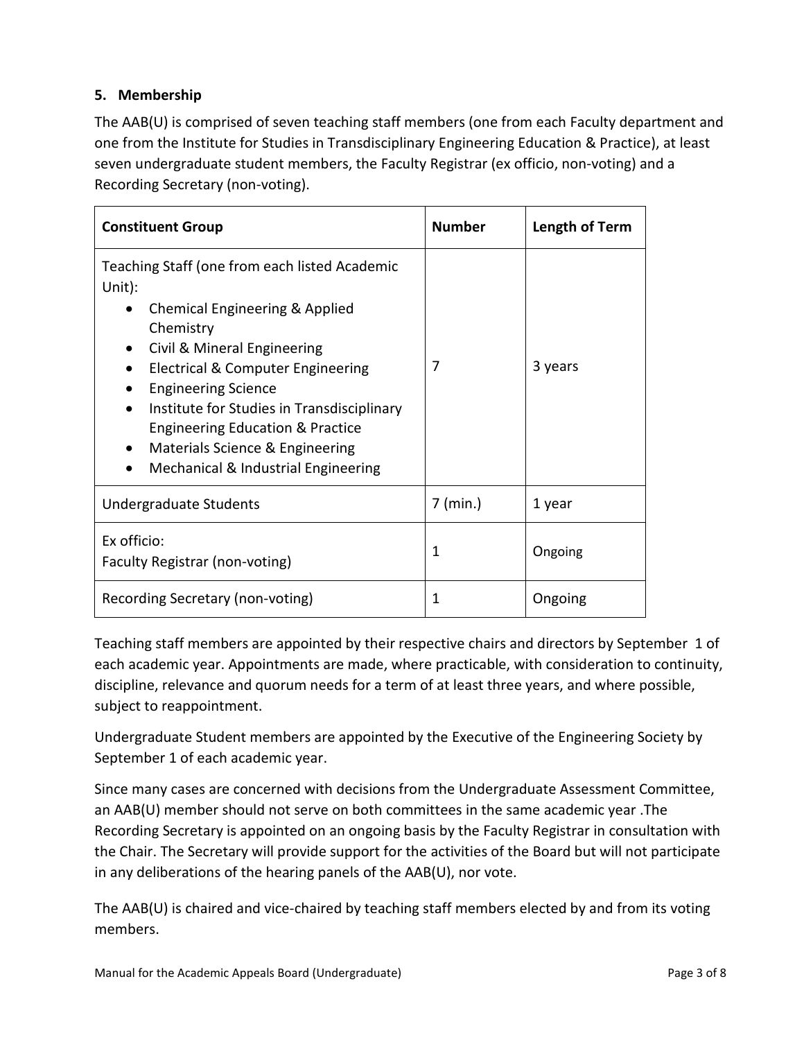## 5. Membership

The AAB(U) is comprised of seven teaching staff members (one from each Faculty department and one from the Institute for Studies in Transdisciplinary Engineering Education & Practice), at least seven undergraduate student members, the Faculty Registrar (ex officio, non-voting) and a Recording Secretary (non-voting).

| Constituent Group | Number | Length of Term |
|---|---|---|
| Teaching Staff (one from each listed Academic Unit):<br>• Chemical Engineering & Applied Chemistry<br>• Civil & Mineral Engineering<br>• Electrical & Computer Engineering<br>• Engineering Science<br>• Institute for Studies in Transdisciplinary Engineering Education & Practice<br>• Materials Science & Engineering<br>• Mechanical & Industrial Engineering | 7 | 3 years |
| Undergraduate Students | 7 (min.) | 1 year |
| Ex officio:<br>Faculty Registrar (non-voting) | 1 | Ongoing |
| Recording Secretary (non-voting) | 1 | Ongoing |

Teaching staff members are appointed by their respective chairs and directors by September 1 of each academic year. Appointments are made, where practicable, with consideration to continuity, discipline, relevance and quorum needs for a term of at least three years, and where possible, subject to reappointment.

Undergraduate Student members are appointed by the Executive of the Engineering Society by September 1 of each academic year.

Since many cases are concerned with decisions from the Undergraduate Assessment Committee, an AAB(U) member should not serve on both committees in the same academic year .The Recording Secretary is appointed on an ongoing basis by the Faculty Registrar in consultation with the Chair. The Secretary will provide support for the activities of the Board but will not participate in any deliberations of the hearing panels of the AAB(U), nor vote.

The AAB(U) is chaired and vice-chaired by teaching staff members elected by and from its voting members.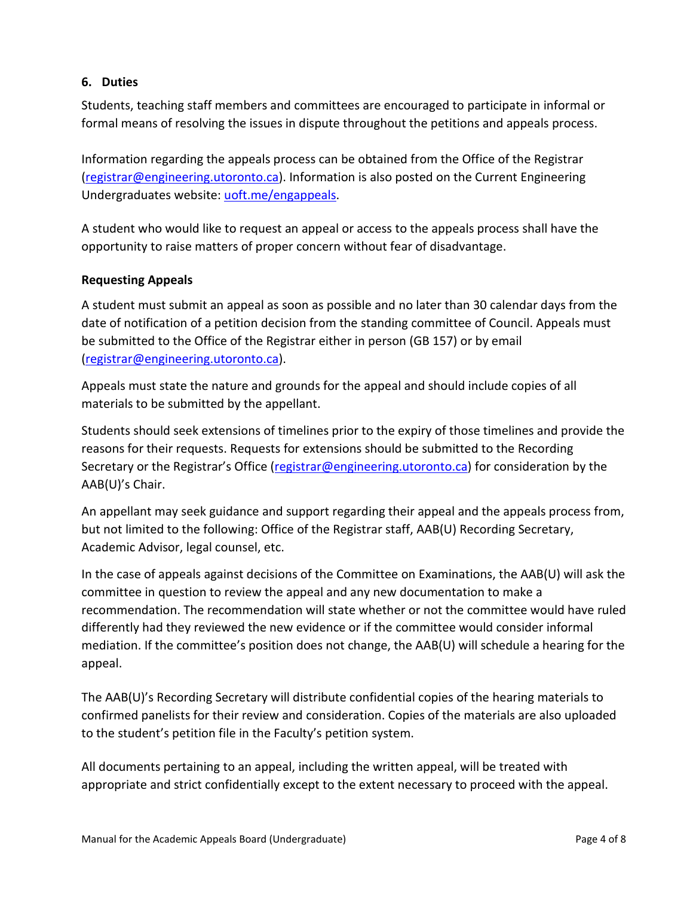## 6. Duties

Students, teaching staff members and committees are encouraged to participate in informal or formal means of resolving the issues in dispute throughout the petitions and appeals process.

Information regarding the appeals process can be obtained from the Office of the Registrar (registrar@engineering.utoronto.ca). Information is also posted on the Current Engineering Undergraduates website: uoft.me/engappeals.

A student who would like to request an appeal or access to the appeals process shall have the opportunity to raise matters of proper concern without fear of disadvantage.

### Requesting Appeals

A student must submit an appeal as soon as possible and no later than 30 calendar days from the date of notification of a petition decision from the standing committee of Council. Appeals must be submitted to the Office of the Registrar either in person (GB 157) or by email (registrar@engineering.utoronto.ca).

Appeals must state the nature and grounds for the appeal and should include copies of all materials to be submitted by the appellant.

Students should seek extensions of timelines prior to the expiry of those timelines and provide the reasons for their requests. Requests for extensions should be submitted to the Recording Secretary or the Registrar's Office (registrar@engineering.utoronto.ca) for consideration by the AAB(U)'s Chair.

An appellant may seek guidance and support regarding their appeal and the appeals process from, but not limited to the following: Office of the Registrar staff, AAB(U) Recording Secretary, Academic Advisor, legal counsel, etc.

In the case of appeals against decisions of the Committee on Examinations, the AAB(U) will ask the committee in question to review the appeal and any new documentation to make a recommendation. The recommendation will state whether or not the committee would have ruled differently had they reviewed the new evidence or if the committee would consider informal mediation. If the committee's position does not change, the AAB(U) will schedule a hearing for the appeal.

The AAB(U)'s Recording Secretary will distribute confidential copies of the hearing materials to confirmed panelists for their review and consideration. Copies of the materials are also uploaded to the student's petition file in the Faculty's petition system.

All documents pertaining to an appeal, including the written appeal, will be treated with appropriate and strict confidentially except to the extent necessary to proceed with the appeal.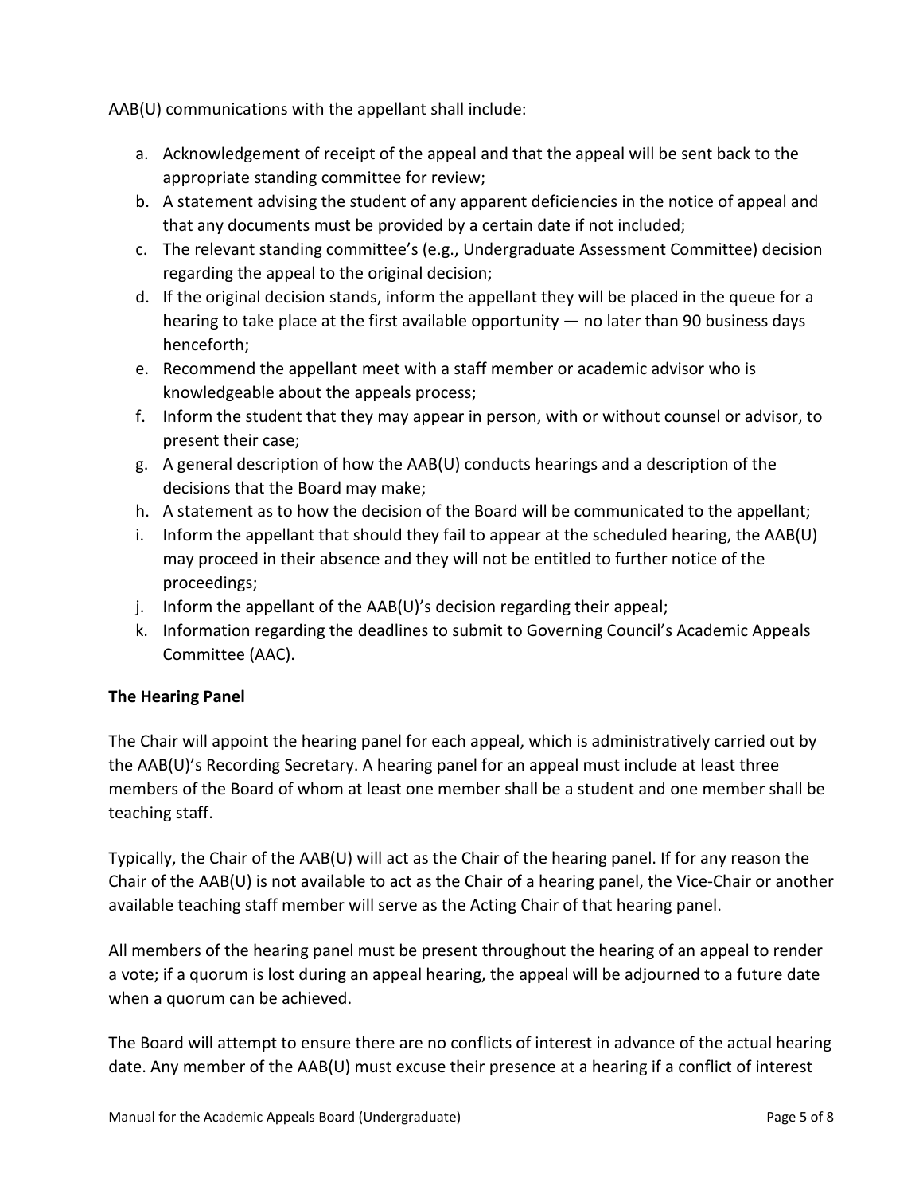AAB(U) communications with the appellant shall include:

a. Acknowledgement of receipt of the appeal and that the appeal will be sent back to the appropriate standing committee for review;
b. A statement advising the student of any apparent deficiencies in the notice of appeal and that any documents must be provided by a certain date if not included;
c. The relevant standing committee's (e.g., Undergraduate Assessment Committee) decision regarding the appeal to the original decision;
d. If the original decision stands, inform the appellant they will be placed in the queue for a hearing to take place at the first available opportunity — no later than 90 business days henceforth;
e. Recommend the appellant meet with a staff member or academic advisor who is knowledgeable about the appeals process;
f. Inform the student that they may appear in person, with or without counsel or advisor, to present their case;
g. A general description of how the AAB(U) conducts hearings and a description of the decisions that the Board may make;
h. A statement as to how the decision of the Board will be communicated to the appellant;
i. Inform the appellant that should they fail to appear at the scheduled hearing, the AAB(U) may proceed in their absence and they will not be entitled to further notice of the proceedings;
j. Inform the appellant of the AAB(U)'s decision regarding their appeal;
k. Information regarding the deadlines to submit to Governing Council's Academic Appeals Committee (AAC).

**The Hearing Panel**

The Chair will appoint the hearing panel for each appeal, which is administratively carried out by the AAB(U)'s Recording Secretary. A hearing panel for an appeal must include at least three members of the Board of whom at least one member shall be a student and one member shall be teaching staff.

Typically, the Chair of the AAB(U) will act as the Chair of the hearing panel. If for any reason the Chair of the AAB(U) is not available to act as the Chair of a hearing panel, the Vice-Chair or another available teaching staff member will serve as the Acting Chair of that hearing panel.

All members of the hearing panel must be present throughout the hearing of an appeal to render a vote; if a quorum is lost during an appeal hearing, the appeal will be adjourned to a future date when a quorum can be achieved.

The Board will attempt to ensure there are no conflicts of interest in advance of the actual hearing date. Any member of the AAB(U) must excuse their presence at a hearing if a conflict of interest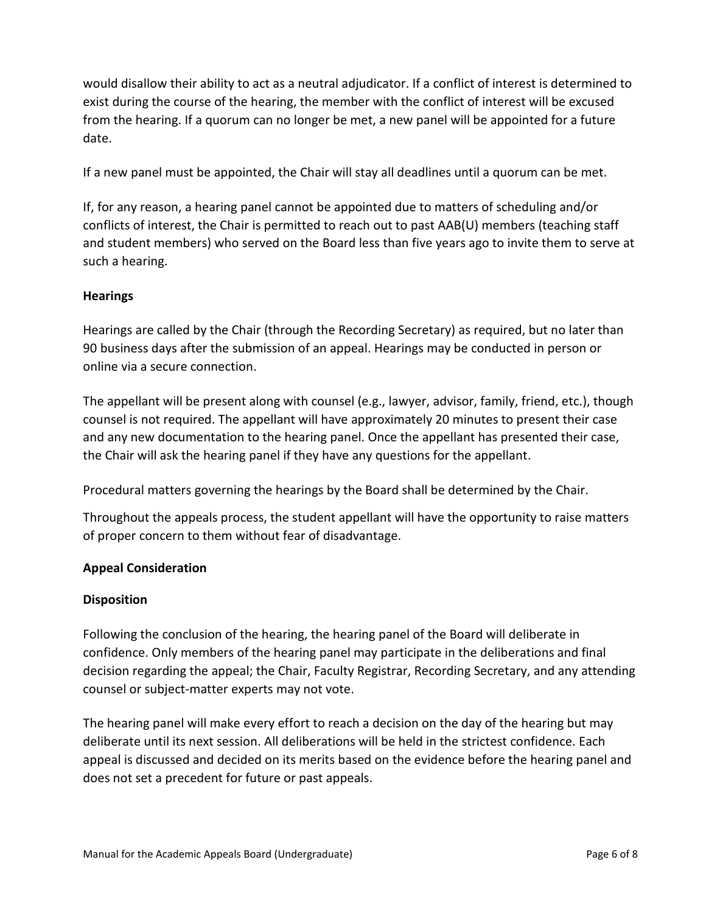would disallow their ability to act as a neutral adjudicator. If a conflict of interest is determined to exist during the course of the hearing, the member with the conflict of interest will be excused from the hearing. If a quorum can no longer be met, a new panel will be appointed for a future date.

If a new panel must be appointed, the Chair will stay all deadlines until a quorum can be met.

If, for any reason, a hearing panel cannot be appointed due to matters of scheduling and/or conflicts of interest, the Chair is permitted to reach out to past AAB(U) members (teaching staff and student members) who served on the Board less than five years ago to invite them to serve at such a hearing.

**Hearings**

Hearings are called by the Chair (through the Recording Secretary) as required, but no later than 90 business days after the submission of an appeal. Hearings may be conducted in person or online via a secure connection.

The appellant will be present along with counsel (e.g., lawyer, advisor, family, friend, etc.), though counsel is not required. The appellant will have approximately 20 minutes to present their case and any new documentation to the hearing panel. Once the appellant has presented their case, the Chair will ask the hearing panel if they have any questions for the appellant.

Procedural matters governing the hearings by the Board shall be determined by the Chair.

Throughout the appeals process, the student appellant will have the opportunity to raise matters of proper concern to them without fear of disadvantage.

**Appeal Consideration**

**Disposition**

Following the conclusion of the hearing, the hearing panel of the Board will deliberate in confidence. Only members of the hearing panel may participate in the deliberations and final decision regarding the appeal; the Chair, Faculty Registrar, Recording Secretary, and any attending counsel or subject-matter experts may not vote.

The hearing panel will make every effort to reach a decision on the day of the hearing but may deliberate until its next session. All deliberations will be held in the strictest confidence. Each appeal is discussed and decided on its merits based on the evidence before the hearing panel and does not set a precedent for future or past appeals.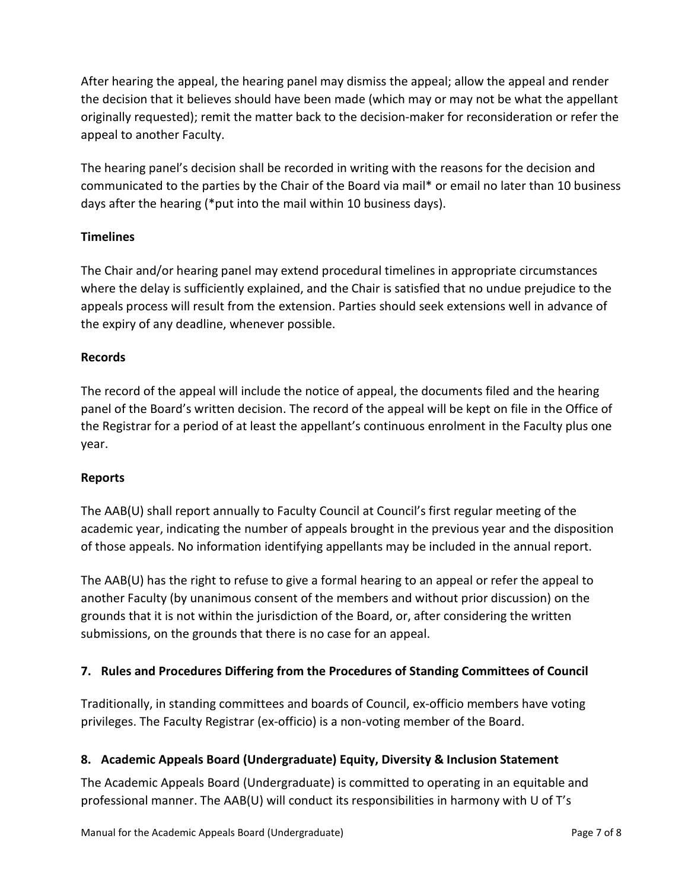After hearing the appeal, the hearing panel may dismiss the appeal; allow the appeal and render the decision that it believes should have been made (which may or may not be what the appellant originally requested); remit the matter back to the decision-maker for reconsideration or refer the appeal to another Faculty.

The hearing panel's decision shall be recorded in writing with the reasons for the decision and communicated to the parties by the Chair of the Board via mail* or email no later than 10 business days after the hearing (*put into the mail within 10 business days).

**Timelines**

The Chair and/or hearing panel may extend procedural timelines in appropriate circumstances where the delay is sufficiently explained, and the Chair is satisfied that no undue prejudice to the appeals process will result from the extension. Parties should seek extensions well in advance of the expiry of any deadline, whenever possible.

**Records**

The record of the appeal will include the notice of appeal, the documents filed and the hearing panel of the Board's written decision. The record of the appeal will be kept on file in the Office of the Registrar for a period of at least the appellant's continuous enrolment in the Faculty plus one year.

**Reports**

The AAB(U) shall report annually to Faculty Council at Council's first regular meeting of the academic year, indicating the number of appeals brought in the previous year and the disposition of those appeals. No information identifying appellants may be included in the annual report.

The AAB(U) has the right to refuse to give a formal hearing to an appeal or refer the appeal to another Faculty (by unanimous consent of the members and without prior discussion) on the grounds that it is not within the jurisdiction of the Board, or, after considering the written submissions, on the grounds that there is no case for an appeal.

## 7. Rules and Procedures Differing from the Procedures of Standing Committees of Council

Traditionally, in standing committees and boards of Council, ex-officio members have voting privileges. The Faculty Registrar (ex-officio) is a non-voting member of the Board.

## 8. Academic Appeals Board (Undergraduate) Equity, Diversity & Inclusion Statement

The Academic Appeals Board (Undergraduate) is committed to operating in an equitable and professional manner. The AAB(U) will conduct its responsibilities in harmony with U of T's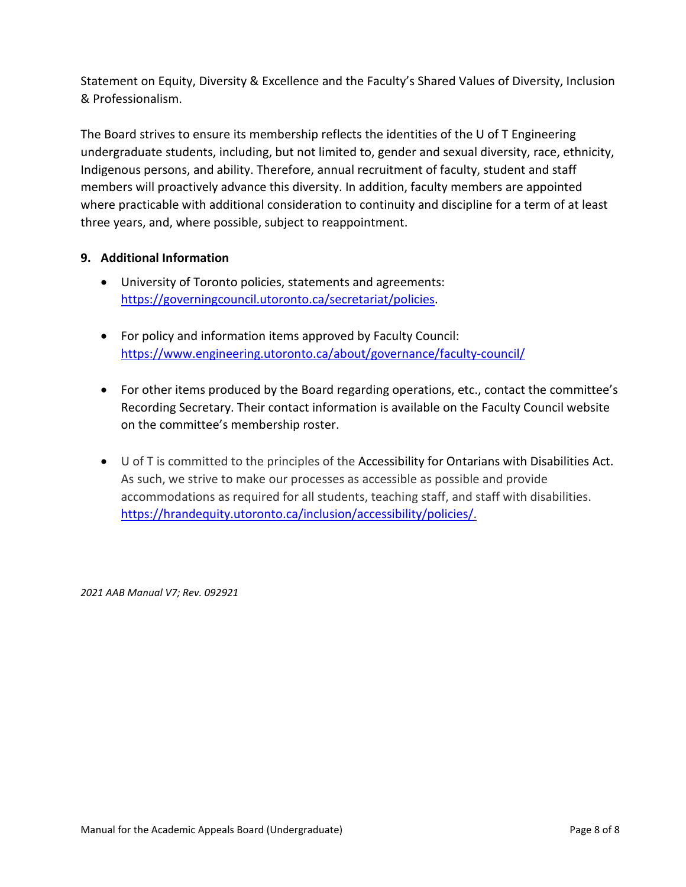Statement on Equity, Diversity & Excellence and the Faculty's Shared Values of Diversity, Inclusion & Professionalism.

The Board strives to ensure its membership reflects the identities of the U of T Engineering undergraduate students, including, but not limited to, gender and sexual diversity, race, ethnicity, Indigenous persons, and ability. Therefore, annual recruitment of faculty, student and staff members will proactively advance this diversity. In addition, faculty members are appointed where practicable with additional consideration to continuity and discipline for a term of at least three years, and, where possible, subject to reappointment.

## 9. Additional Information

- University of Toronto policies, statements and agreements: https://governingcouncil.utoronto.ca/secretariat/policies.

- For policy and information items approved by Faculty Council: https://www.engineering.utoronto.ca/about/governance/faculty-council/

- For other items produced by the Board regarding operations, etc., contact the committee's Recording Secretary. Their contact information is available on the Faculty Council website on the committee's membership roster.

- U of T is committed to the principles of the Accessibility for Ontarians with Disabilities Act. As such, we strive to make our processes as accessible as possible and provide accommodations as required for all students, teaching staff, and staff with disabilities. https://hrandequity.utoronto.ca/inclusion/accessibility/policies/.

*2021 AAB Manual V7; Rev. 092921*